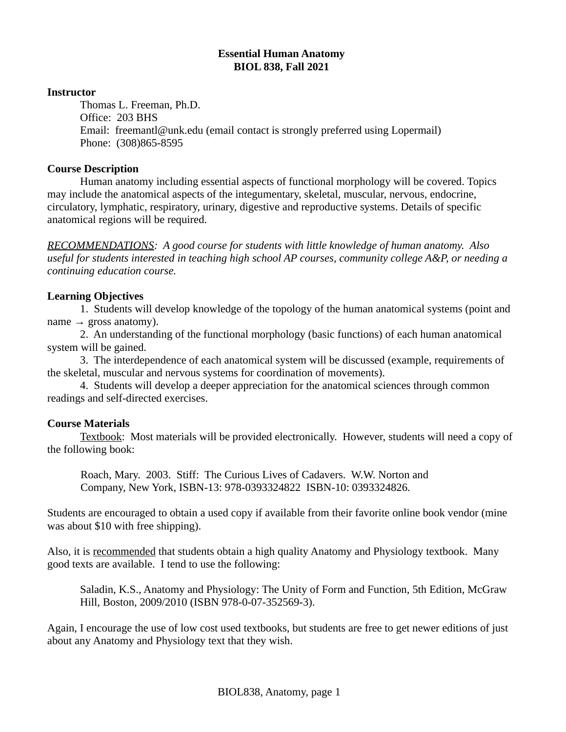# Essential Human Anatomy
# BIOL 838, Fall 2021

**Instructor**

Thomas L. Freeman, Ph.D.
Office: 203 BHS
Email: freemantl@unk.edu (email contact is strongly preferred using Lopermail)
Phone: (308)865-8595

**Course Description**

Human anatomy including essential aspects of functional morphology will be covered. Topics may include the anatomical aspects of the integumentary, skeletal, muscular, nervous, endocrine, circulatory, lymphatic, respiratory, urinary, digestive and reproductive systems. Details of specific anatomical regions will be required.

*RECOMMENDATIONS: A good course for students with little knowledge of human anatomy. Also useful for students interested in teaching high school AP courses, community college A&P, or needing a continuing education course.*

**Learning Objectives**

1. Students will develop knowledge of the topology of the human anatomical systems (point and name → gross anatomy).
2. An understanding of the functional morphology (basic functions) of each human anatomical system will be gained.
3. The interdependence of each anatomical system will be discussed (example, requirements of the skeletal, muscular and nervous systems for coordination of movements).
4. Students will develop a deeper appreciation for the anatomical sciences through common readings and self-directed exercises.

**Course Materials**

Textbook: Most materials will be provided electronically. However, students will need a copy of the following book:

> Roach, Mary. 2003. Stiff: The Curious Lives of Cadavers. W.W. Norton and Company, New York, ISBN-13: 978-0393324822 ISBN-10: 0393324826.

Students are encouraged to obtain a used copy if available from their favorite online book vendor (mine was about $10 with free shipping).

Also, it is recommended that students obtain a high quality Anatomy and Physiology textbook. Many good texts are available. I tend to use the following:

> Saladin, K.S., Anatomy and Physiology: The Unity of Form and Function, 5th Edition, McGraw Hill, Boston, 2009/2010 (ISBN 978-0-07-352569-3).

Again, I encourage the use of low cost used textbooks, but students are free to get newer editions of just about any Anatomy and Physiology text that they wish.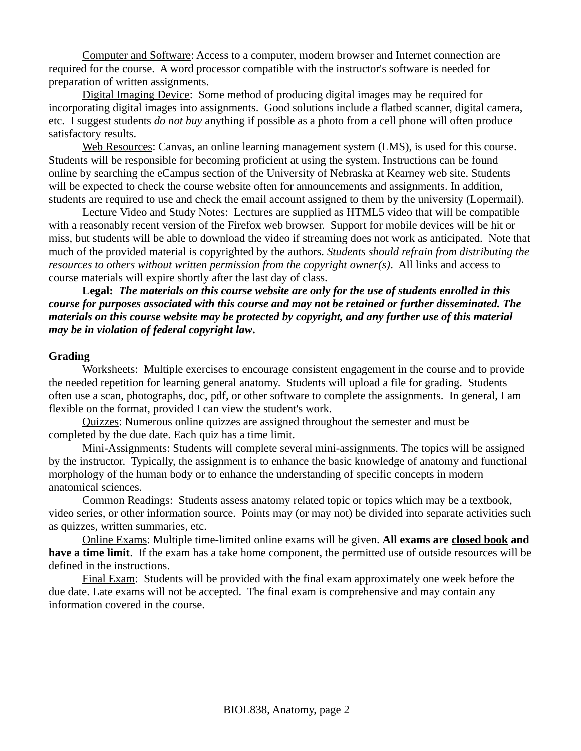Computer and Software: Access to a computer, modern browser and Internet connection are required for the course. A word processor compatible with the instructor's software is needed for preparation of written assignments.

Digital Imaging Device: Some method of producing digital images may be required for incorporating digital images into assignments. Good solutions include a flatbed scanner, digital camera, etc. I suggest students *do not buy* anything if possible as a photo from a cell phone will often produce satisfactory results.

Web Resources: Canvas, an online learning management system (LMS), is used for this course. Students will be responsible for becoming proficient at using the system. Instructions can be found online by searching the eCampus section of the University of Nebraska at Kearney web site. Students will be expected to check the course website often for announcements and assignments. In addition, students are required to use and check the email account assigned to them by the university (Lopermail).

Lecture Video and Study Notes: Lectures are supplied as HTML5 video that will be compatible with a reasonably recent version of the Firefox web browser. Support for mobile devices will be hit or miss, but students will be able to download the video if streaming does not work as anticipated. Note that much of the provided material is copyrighted by the authors. *Students should refrain from distributing the resources to others without written permission from the copyright owner(s)*. All links and access to course materials will expire shortly after the last day of class.

**Legal:** ***The materials on this course website are only for the use of students enrolled in this course for purposes associated with this course and may not be retained or further disseminated. The materials on this course website may be protected by copyright, and any further use of this material may be in violation of federal copyright law.***

**Grading**

Worksheets: Multiple exercises to encourage consistent engagement in the course and to provide the needed repetition for learning general anatomy. Students will upload a file for grading. Students often use a scan, photographs, doc, pdf, or other software to complete the assignments. In general, I am flexible on the format, provided I can view the student's work.

Quizzes: Numerous online quizzes are assigned throughout the semester and must be completed by the due date. Each quiz has a time limit.

Mini-Assignments: Students will complete several mini-assignments. The topics will be assigned by the instructor. Typically, the assignment is to enhance the basic knowledge of anatomy and functional morphology of the human body or to enhance the understanding of specific concepts in modern anatomical sciences.

Common Readings: Students assess anatomy related topic or topics which may be a textbook, video series, or other information source. Points may (or may not) be divided into separate activities such as quizzes, written summaries, etc.

Online Exams: Multiple time-limited online exams will be given. **All exams are closed book and have a time limit**. If the exam has a take home component, the permitted use of outside resources will be defined in the instructions.

Final Exam: Students will be provided with the final exam approximately one week before the due date. Late exams will not be accepted. The final exam is comprehensive and may contain any information covered in the course.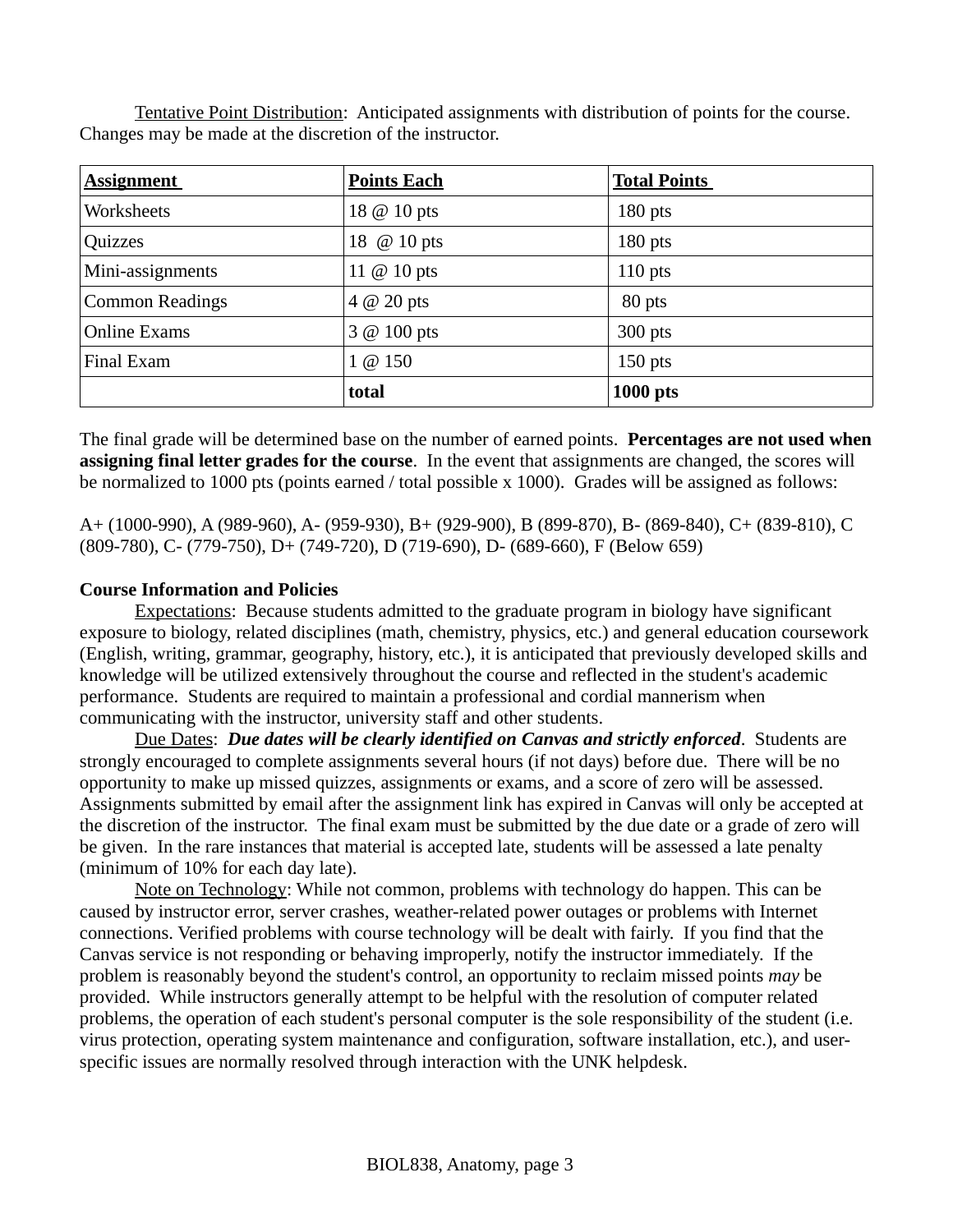Tentative Point Distribution: Anticipated assignments with distribution of points for the course. Changes may be made at the discretion of the instructor.

| Assignment | Points Each | Total Points |
|---|---|---|
| Worksheets | 18 @ 10 pts | 180 pts |
| Quizzes | 18 @ 10 pts | 180 pts |
| Mini-assignments | 11 @ 10 pts | 110 pts |
| Common Readings | 4 @ 20 pts | 80 pts |
| Online Exams | 3 @ 100 pts | 300 pts |
| Final Exam | 1 @ 150 | 150 pts |
| | **total** | **1000 pts** |

The final grade will be determined base on the number of earned points. **Percentages are not used when assigning final letter grades for the course**. In the event that assignments are changed, the scores will be normalized to 1000 pts (points earned / total possible x 1000). Grades will be assigned as follows:

A+ (1000-990), A (989-960), A- (959-930), B+ (929-900), B (899-870), B- (869-840), C+ (839-810), C (809-780), C- (779-750), D+ (749-720), D (719-690), D- (689-660), F (Below 659)

**Course Information and Policies**

Expectations: Because students admitted to the graduate program in biology have significant exposure to biology, related disciplines (math, chemistry, physics, etc.) and general education coursework (English, writing, grammar, geography, history, etc.), it is anticipated that previously developed skills and knowledge will be utilized extensively throughout the course and reflected in the student's academic performance. Students are required to maintain a professional and cordial mannerism when communicating with the instructor, university staff and other students.

Due Dates: ***Due dates will be clearly identified on Canvas and strictly enforced***. Students are strongly encouraged to complete assignments several hours (if not days) before due. There will be no opportunity to make up missed quizzes, assignments or exams, and a score of zero will be assessed. Assignments submitted by email after the assignment link has expired in Canvas will only be accepted at the discretion of the instructor. The final exam must be submitted by the due date or a grade of zero will be given. In the rare instances that material is accepted late, students will be assessed a late penalty (minimum of 10% for each day late).

Note on Technology: While not common, problems with technology do happen. This can be caused by instructor error, server crashes, weather-related power outages or problems with Internet connections. Verified problems with course technology will be dealt with fairly. If you find that the Canvas service is not responding or behaving improperly, notify the instructor immediately. If the problem is reasonably beyond the student's control, an opportunity to reclaim missed points *may* be provided. While instructors generally attempt to be helpful with the resolution of computer related problems, the operation of each student's personal computer is the sole responsibility of the student (i.e. virus protection, operating system maintenance and configuration, software installation, etc.), and user-specific issues are normally resolved through interaction with the UNK helpdesk.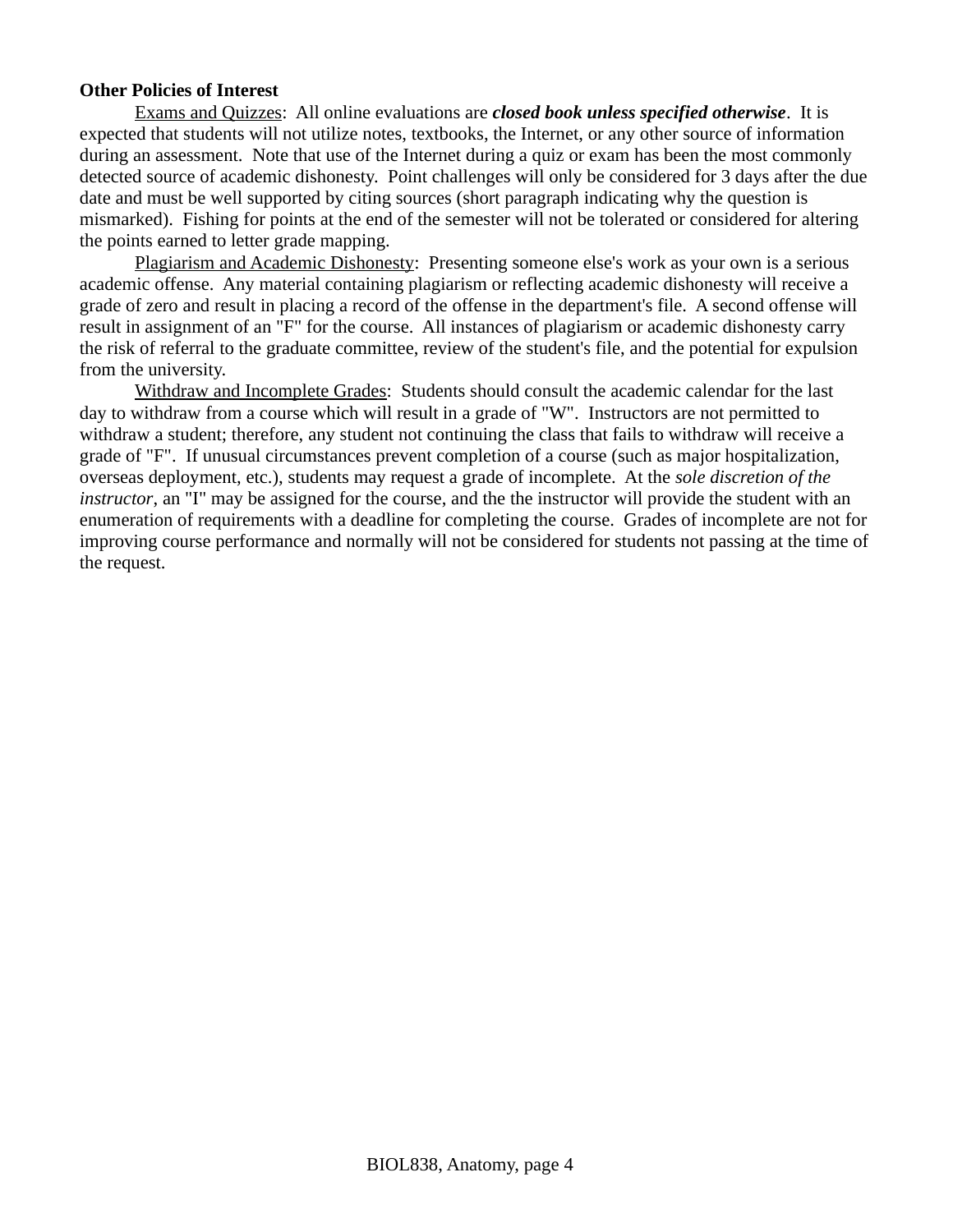**Other Policies of Interest**

<u>Exams and Quizzes</u>: All online evaluations are ***closed book unless specified otherwise***. It is expected that students will not utilize notes, textbooks, the Internet, or any other source of information during an assessment. Note that use of the Internet during a quiz or exam has been the most commonly detected source of academic dishonesty. Point challenges will only be considered for 3 days after the due date and must be well supported by citing sources (short paragraph indicating why the question is mismarked). Fishing for points at the end of the semester will not be tolerated or considered for altering the points earned to letter grade mapping.

<u>Plagiarism and Academic Dishonesty</u>: Presenting someone else's work as your own is a serious academic offense. Any material containing plagiarism or reflecting academic dishonesty will receive a grade of zero and result in placing a record of the offense in the department's file. A second offense will result in assignment of an "F" for the course. All instances of plagiarism or academic dishonesty carry the risk of referral to the graduate committee, review of the student's file, and the potential for expulsion from the university.

<u>Withdraw and Incomplete Grades</u>: Students should consult the academic calendar for the last day to withdraw from a course which will result in a grade of "W". Instructors are not permitted to withdraw a student; therefore, any student not continuing the class that fails to withdraw will receive a grade of "F". If unusual circumstances prevent completion of a course (such as major hospitalization, overseas deployment, etc.), students may request a grade of incomplete. At the *sole discretion of the instructor*, an "I" may be assigned for the course, and the the instructor will provide the student with an enumeration of requirements with a deadline for completing the course. Grades of incomplete are not for improving course performance and normally will not be considered for students not passing at the time of the request.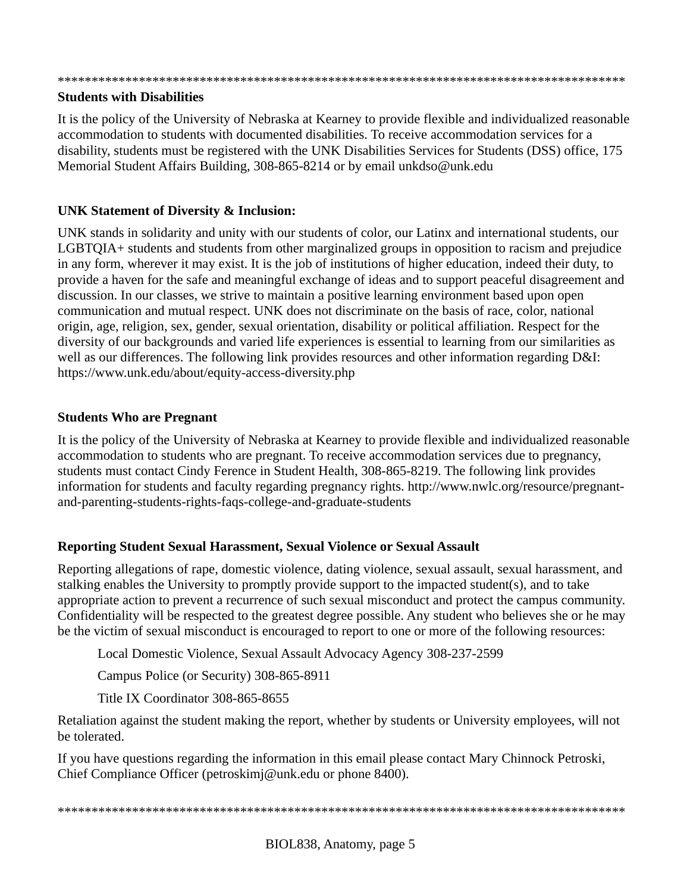*************************************************************************************

**Students with Disabilities**

It is the policy of the University of Nebraska at Kearney to provide flexible and individualized reasonable accommodation to students with documented disabilities. To receive accommodation services for a disability, students must be registered with the UNK Disabilities Services for Students (DSS) office, 175 Memorial Student Affairs Building, 308-865-8214 or by email unkdso@unk.edu

**UNK Statement of Diversity & Inclusion:**

UNK stands in solidarity and unity with our students of color, our Latinx and international students, our LGBTQIA+ students and students from other marginalized groups in opposition to racism and prejudice in any form, wherever it may exist. It is the job of institutions of higher education, indeed their duty, to provide a haven for the safe and meaningful exchange of ideas and to support peaceful disagreement and discussion. In our classes, we strive to maintain a positive learning environment based upon open communication and mutual respect. UNK does not discriminate on the basis of race, color, national origin, age, religion, sex, gender, sexual orientation, disability or political affiliation. Respect for the diversity of our backgrounds and varied life experiences is essential to learning from our similarities as well as our differences. The following link provides resources and other information regarding D&I: https://www.unk.edu/about/equity-access-diversity.php

**Students Who are Pregnant**

It is the policy of the University of Nebraska at Kearney to provide flexible and individualized reasonable accommodation to students who are pregnant. To receive accommodation services due to pregnancy, students must contact Cindy Ference in Student Health, 308-865-8219. The following link provides information for students and faculty regarding pregnancy rights. http://www.nwlc.org/resource/pregnant-and-parenting-students-rights-faqs-college-and-graduate-students

**Reporting Student Sexual Harassment, Sexual Violence or Sexual Assault**

Reporting allegations of rape, domestic violence, dating violence, sexual assault, sexual harassment, and stalking enables the University to promptly provide support to the impacted student(s), and to take appropriate action to prevent a recurrence of such sexual misconduct and protect the campus community. Confidentiality will be respected to the greatest degree possible. Any student who believes she or he may be the victim of sexual misconduct is encouraged to report to one or more of the following resources:

Local Domestic Violence, Sexual Assault Advocacy Agency 308-237-2599

Campus Police (or Security) 308-865-8911

Title IX Coordinator 308-865-8655

Retaliation against the student making the report, whether by students or University employees, will not be tolerated.

If you have questions regarding the information in this email please contact Mary Chinnock Petroski, Chief Compliance Officer (petroskimj@unk.edu or phone 8400).

*************************************************************************************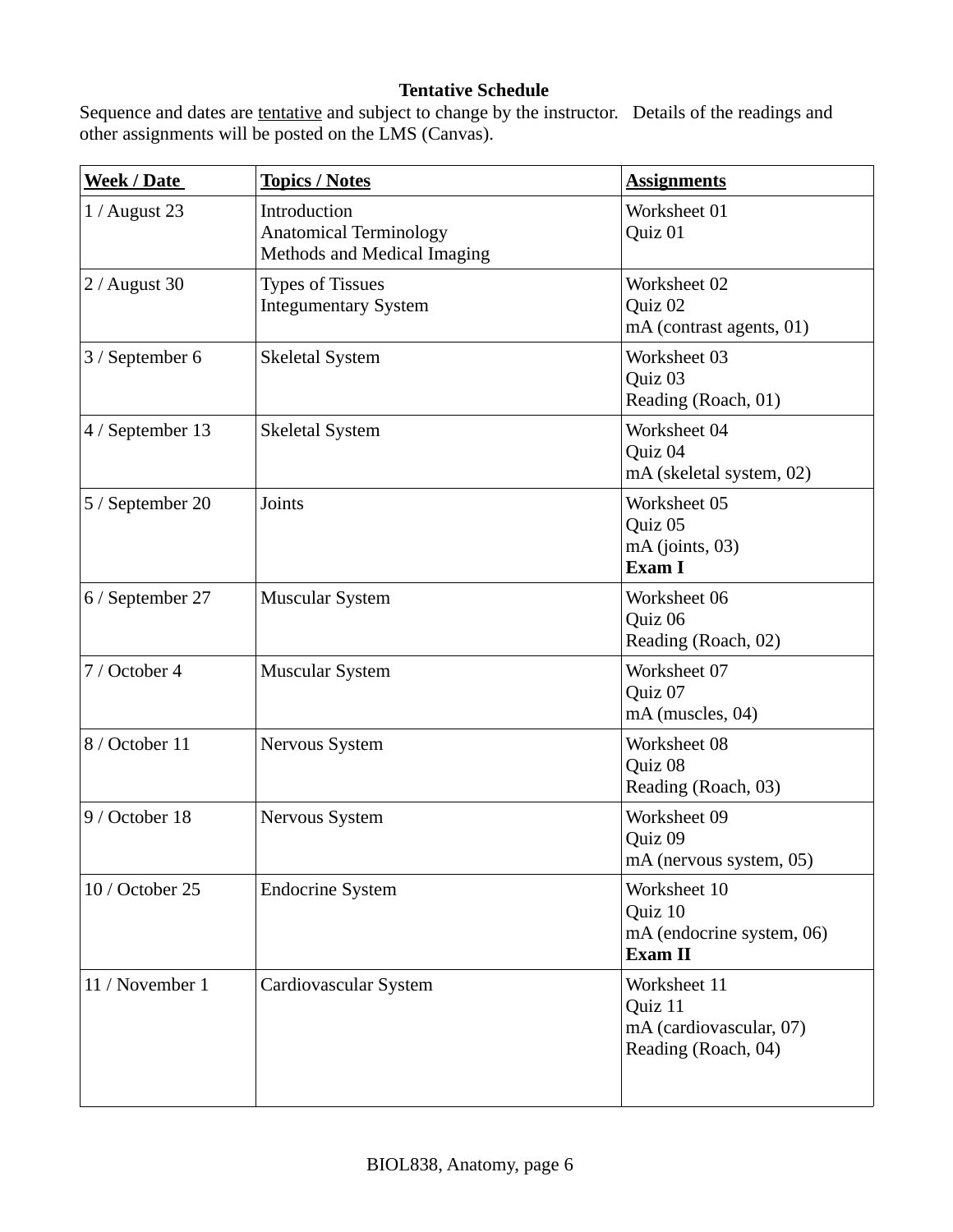**Tentative Schedule**

Sequence and dates are <u>tentative</u> and subject to change by the instructor. Details of the readings and other assignments will be posted on the LMS (Canvas).

| Week / Date | Topics / Notes | Assignments |
| --- | --- | --- |
| 1 / August 23 | Introduction<br>Anatomical Terminology<br>Methods and Medical Imaging | Worksheet 01<br>Quiz 01 |
| 2 / August 30 | Types of Tissues<br>Integumentary System | Worksheet 02<br>Quiz 02<br>mA (contrast agents, 01) |
| 3 / September 6 | Skeletal System | Worksheet 03<br>Quiz 03<br>Reading (Roach, 01) |
| 4 / September 13 | Skeletal System | Worksheet 04<br>Quiz 04<br>mA (skeletal system, 02) |
| 5 / September 20 | Joints | Worksheet 05<br>Quiz 05<br>mA (joints, 03)<br>**Exam I** |
| 6 / September 27 | Muscular System | Worksheet 06<br>Quiz 06<br>Reading (Roach, 02) |
| 7 / October 4 | Muscular System | Worksheet 07<br>Quiz 07<br>mA (muscles, 04) |
| 8 / October 11 | Nervous System | Worksheet 08<br>Quiz 08<br>Reading (Roach, 03) |
| 9 / October 18 | Nervous System | Worksheet 09<br>Quiz 09<br>mA (nervous system, 05) |
| 10 / October 25 | Endocrine System | Worksheet 10<br>Quiz 10<br>mA (endocrine system, 06)<br>**Exam II** |
| 11 / November 1 | Cardiovascular System | Worksheet 11<br>Quiz 11<br>mA (cardiovascular, 07)<br>Reading (Roach, 04) |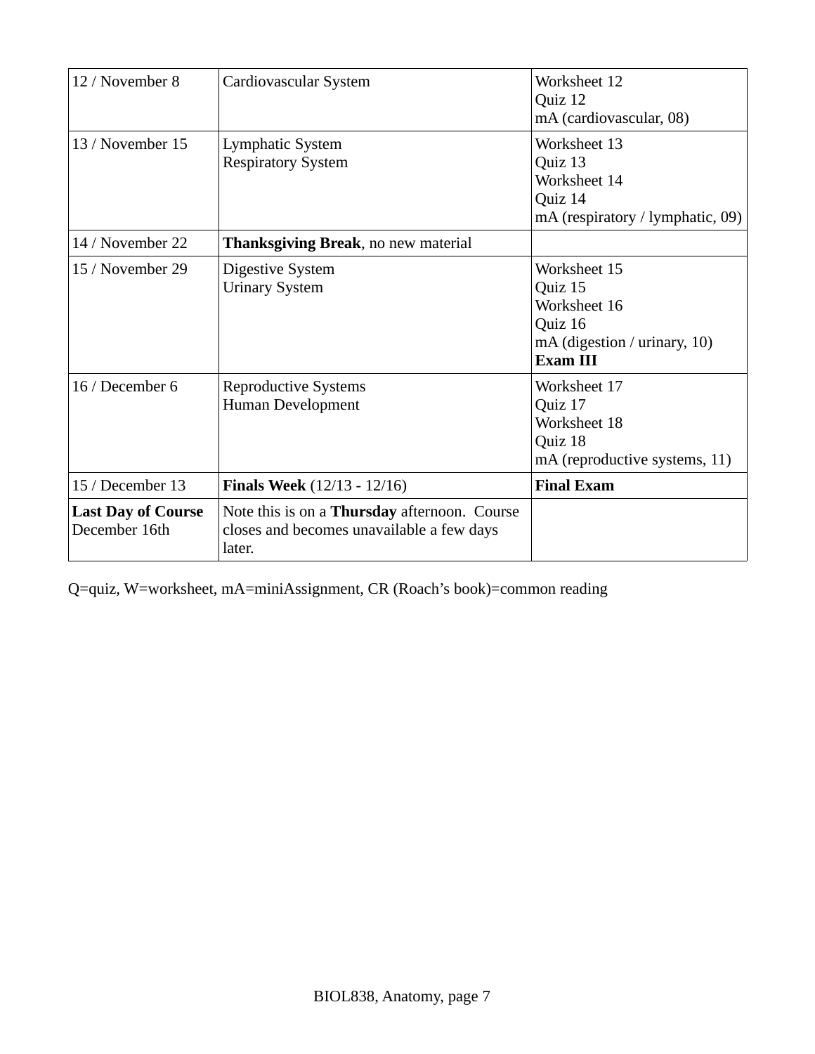| | | |
|---|---|---|
| 12 / November 8 | Cardiovascular System | Worksheet 12<br>Quiz 12<br>mA (cardiovascular, 08) |
| 13 / November 15 | Lymphatic System<br>Respiratory System | Worksheet 13<br>Quiz 13<br>Worksheet 14<br>Quiz 14<br>mA (respiratory / lymphatic, 09) |
| 14 / November 22 | **Thanksgiving Break**, no new material | |
| 15 / November 29 | Digestive System<br>Urinary System | Worksheet 15<br>Quiz 15<br>Worksheet 16<br>Quiz 16<br>mA (digestion / urinary, 10)<br>**Exam III** |
| 16 / December 6 | Reproductive Systems<br>Human Development | Worksheet 17<br>Quiz 17<br>Worksheet 18<br>Quiz 18<br>mA (reproductive systems, 11) |
| 15 / December 13 | **Finals Week** (12/13 - 12/16) | **Final Exam** |
| **Last Day of Course**<br>December 16th | Note this is on a **Thursday** afternoon. Course closes and becomes unavailable a few days later. | |

Q=quiz, W=worksheet, mA=miniAssignment, CR (Roach's book)=common reading